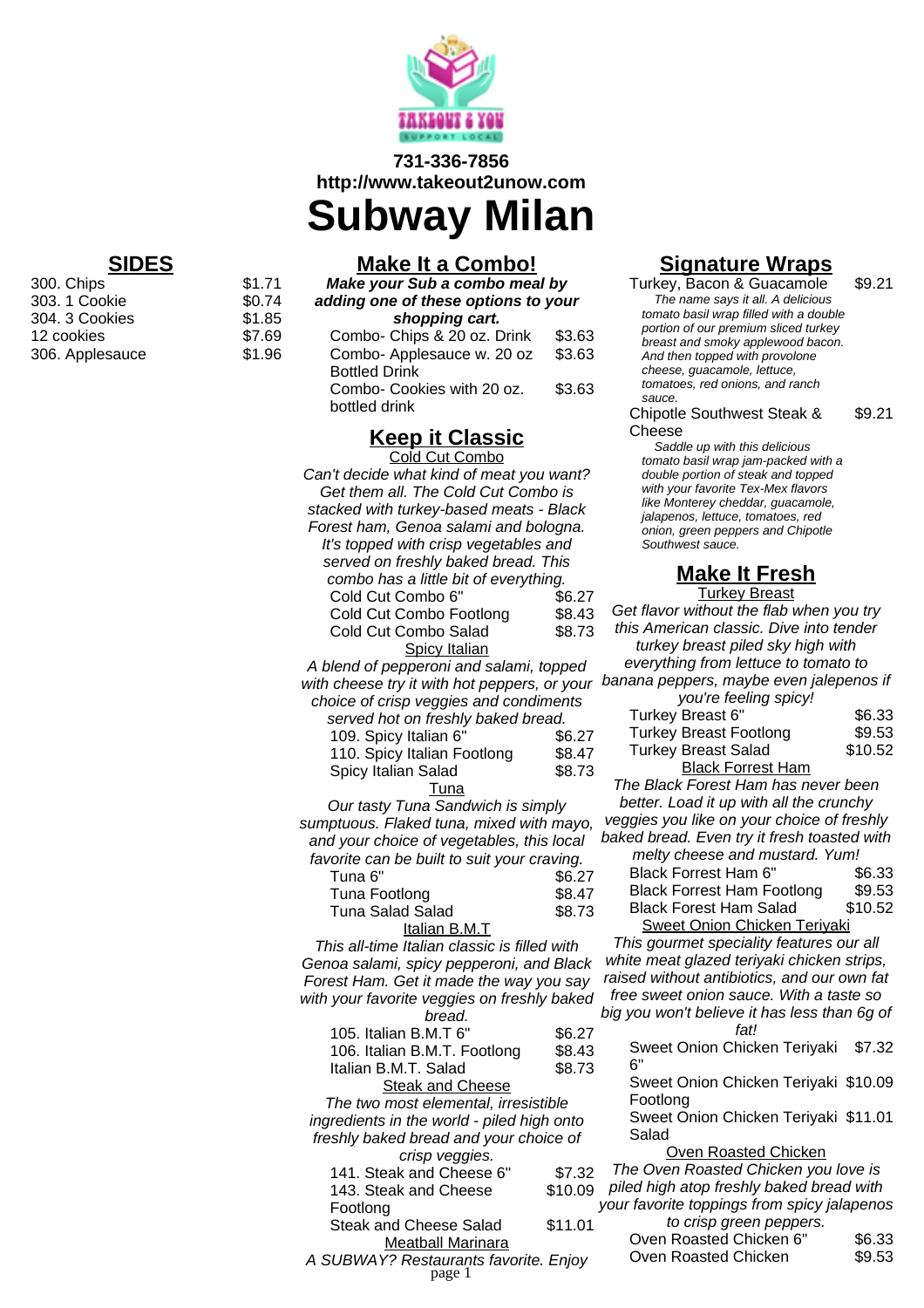**731-336-7856**
**http://www.takeout2unow.com**

# Subway Milan

## SIDES

| Item | Price |
|---|---|
| 300. Chips | $1.71 |
| 303. 1 Cookie | $0.74 |
| 304. 3 Cookies | $1.85 |
| 12 cookies | $7.69 |
| 306. Applesauce | $1.96 |

## Make It a Combo!

***Make your Sub a combo meal by adding one of these options to your shopping cart.***

| Item | Price |
|---|---|
| Combo- Chips & 20 oz. Drink | $3.63 |
| Combo- Applesauce w. 20 oz Bottled Drink | $3.63 |
| Combo- Cookies with 20 oz. bottled drink | $3.63 |

## Keep it Classic

### Cold Cut Combo

*Can't decide what kind of meat you want? Get them all. The Cold Cut Combo is stacked with turkey-based meats - Black Forest ham, Genoa salami and bologna. It's topped with crisp vegetables and served on freshly baked bread. This combo has a little bit of everything.*

| Item | Price |
|---|---|
| Cold Cut Combo 6" | $6.27 |
| Cold Cut Combo Footlong | $8.43 |
| Cold Cut Combo Salad | $8.73 |

### Spicy Italian

*A blend of pepperoni and salami, topped with cheese try it with hot peppers, or your choice of crisp veggies and condiments served hot on freshly baked bread.*

| Item | Price |
|---|---|
| 109. Spicy Italian 6" | $6.27 |
| 110. Spicy Italian Footlong | $8.47 |
| Spicy Italian Salad | $8.73 |

### Tuna

*Our tasty Tuna Sandwich is simply sumptuous. Flaked tuna, mixed with mayo, and your choice of vegetables, this local favorite can be built to suit your craving.*

| Item | Price |
|---|---|
| Tuna 6" | $6.27 |
| Tuna Footlong | $8.47 |
| Tuna Salad Salad | $8.73 |

### Italian B.M.T

*This all-time Italian classic is filled with Genoa salami, spicy pepperoni, and Black Forest Ham. Get it made the way you say with your favorite veggies on freshly baked bread.*

| Item | Price |
|---|---|
| 105. Italian B.M.T 6" | $6.27 |
| 106. Italian B.M.T. Footlong | $8.43 |
| Italian B.M.T. Salad | $8.73 |

### Steak and Cheese

*The two most elemental, irresistible ingredients in the world - piled high onto freshly baked bread and your choice of crisp veggies.*

| Item | Price |
|---|---|
| 141. Steak and Cheese 6" | $7.32 |
| 143. Steak and Cheese Footlong | $10.09 |
| Steak and Cheese Salad | $11.01 |

### Meatball Marinara

*A SUBWAY? Restaurants favorite. Enjoy*

## Signature Wraps

| Item | Price |
|---|---|
| Turkey, Bacon & Guacamole | $9.21 |

*The name says it all. A delicious tomato basil wrap filled with a double portion of our premium sliced turkey breast and smoky applewood bacon. And then topped with provolone cheese, guacamole, lettuce, tomatoes, red onions, and ranch sauce.*

| Item | Price |
|---|---|
| Chipotle Southwest Steak & Cheese | $9.21 |

*Saddle up with this delicious tomato basil wrap jam-packed with a double portion of steak and topped with your favorite Tex-Mex flavors like Monterey cheddar, guacamole, jalapenos, lettuce, tomatoes, red onion, green peppers and Chipotle Southwest sauce.*

## Make It Fresh

### Turkey Breast

*Get flavor without the flab when you try this American classic. Dive into tender turkey breast piled sky high with everything from lettuce to tomato to banana peppers, maybe even jalepenos if you're feeling spicy!*

| Item | Price |
|---|---|
| Turkey Breast 6" | $6.33 |
| Turkey Breast Footlong | $9.53 |
| Turkey Breast Salad | $10.52 |

### Black Forrest Ham

*The Black Forest Ham has never been better. Load it up with all the crunchy veggies you like on your choice of freshly baked bread. Even try it fresh toasted with melty cheese and mustard. Yum!*

| Item | Price |
|---|---|
| Black Forrest Ham 6" | $6.33 |
| Black Forrest Ham Footlong | $9.53 |
| Black Forest Ham Salad | $10.52 |

### Sweet Onion Chicken Teriyaki

*This gourmet speciality features our all white meat glazed teriyaki chicken strips, raised without antibiotics, and our own fat free sweet onion sauce. With a taste so big you won't believe it has less than 6g of fat!*

| Item | Price |
|---|---|
| Sweet Onion Chicken Teriyaki 6" | $7.32 |
| Sweet Onion Chicken Teriyaki Footlong | $10.09 |
| Sweet Onion Chicken Teriyaki Salad | $11.01 |

### Oven Roasted Chicken

*The Oven Roasted Chicken you love is piled high atop freshly baked bread with your favorite toppings from spicy jalapenos to crisp green peppers.*

| Item | Price |
|---|---|
| Oven Roasted Chicken 6" | $6.33 |
| Oven Roasted Chicken | $9.53 |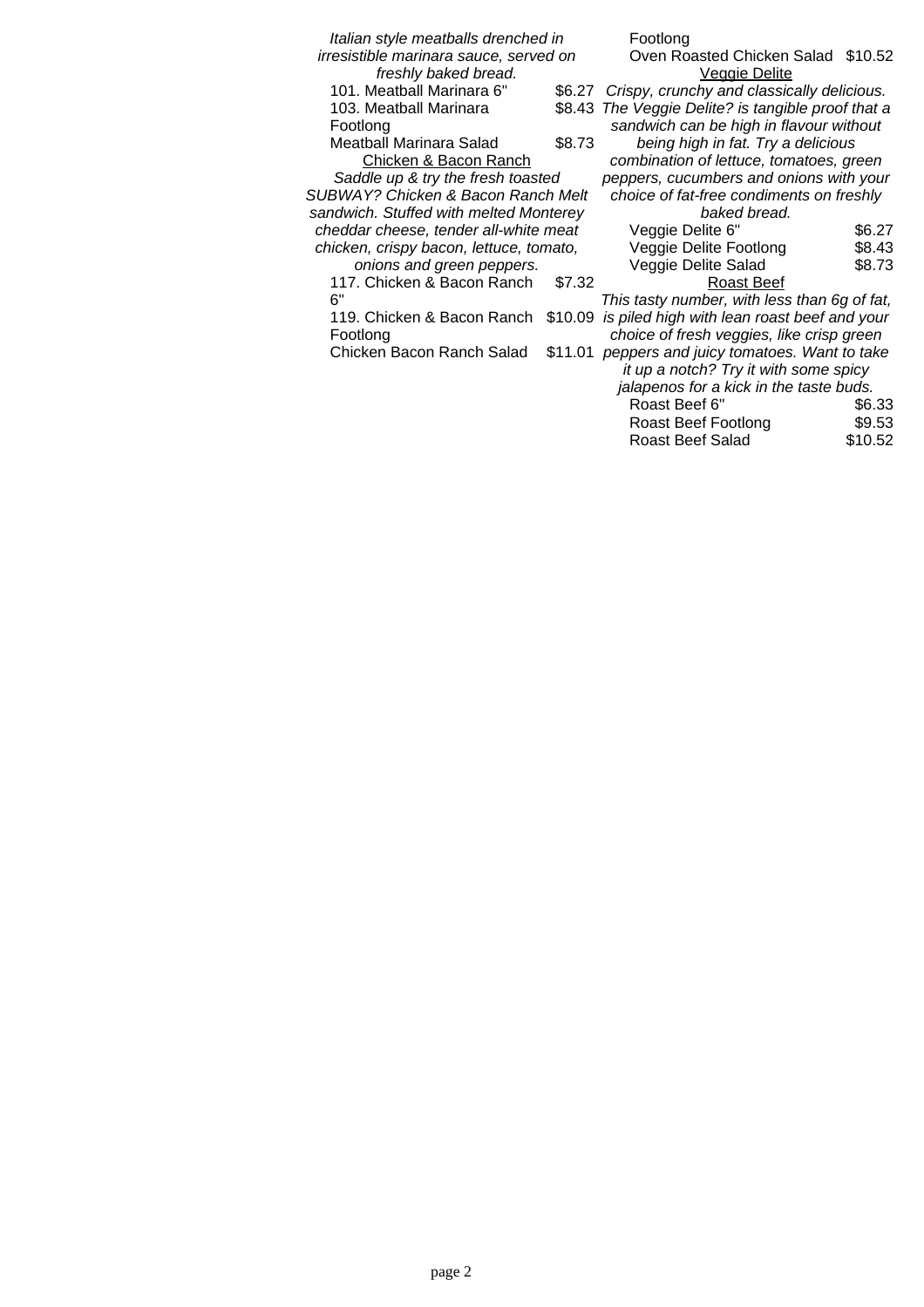*Italian style meatballs drenched in irresistible marinara sauce, served on freshly baked bread.*

| | |
|---|---|
| 101. Meatball Marinara 6" | $6.27 |
| 103. Meatball Marinara Footlong | $8.43 |
| Meatball Marinara Salad | $8.73 |

Chicken & Bacon Ranch

*Saddle up & try the fresh toasted SUBWAY? Chicken & Bacon Ranch Melt sandwich. Stuffed with melted Monterey cheddar cheese, tender all-white meat chicken, crispy bacon, lettuce, tomato, onions and green peppers.*

| | |
|---|---|
| 117. Chicken & Bacon Ranch 6" | $7.32 |
| 119. Chicken & Bacon Ranch Footlong | $10.09 |
| Chicken Bacon Ranch Salad | $11.01 |

Footlong

| | |
|---|---|
| Oven Roasted Chicken Salad | $10.52 |

Veggie Delite

*Crispy, crunchy and classically delicious. The Veggie Delite? is tangible proof that a sandwich can be high in flavour without being high in fat. Try a delicious combination of lettuce, tomatoes, green peppers, cucumbers and onions with your choice of fat-free condiments on freshly baked bread.*

| | |
|---|---|
| Veggie Delite 6" | $6.27 |
| Veggie Delite Footlong | $8.43 |
| Veggie Delite Salad | $8.73 |

Roast Beef

*This tasty number, with less than 6g of fat, is piled high with lean roast beef and your choice of fresh veggies, like crisp green peppers and juicy tomatoes. Want to take it up a notch? Try it with some spicy jalapenos for a kick in the taste buds.*

| | |
|---|---|
| Roast Beef 6" | $6.33 |
| Roast Beef Footlong | $9.53 |
| Roast Beef Salad | $10.52 |